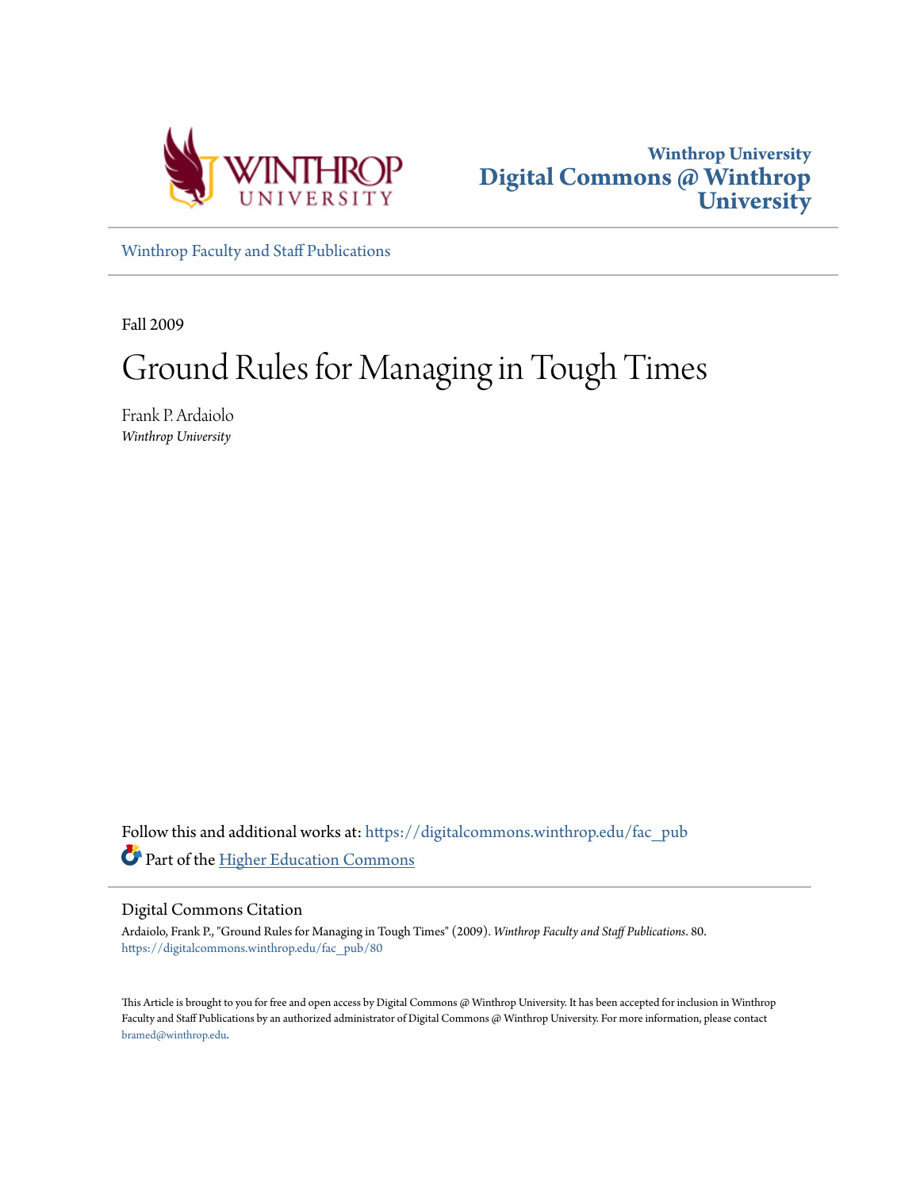Winthrop University
Digital Commons @ Winthrop University

Winthrop Faculty and Staff Publications

Fall 2009

# Ground Rules for Managing in Tough Times

Frank P. Ardaiolo
*Winthrop University*

Follow this and additional works at: https://digitalcommons.winthrop.edu/fac_pub

Part of the Higher Education Commons

## Digital Commons Citation

Ardaiolo, Frank P., "Ground Rules for Managing in Tough Times" (2009). *Winthrop Faculty and Staff Publications*. 80.
https://digitalcommons.winthrop.edu/fac_pub/80

This Article is brought to you for free and open access by Digital Commons @ Winthrop University. It has been accepted for inclusion in Winthrop Faculty and Staff Publications by an authorized administrator of Digital Commons @ Winthrop University. For more information, please contact bramed@winthrop.edu.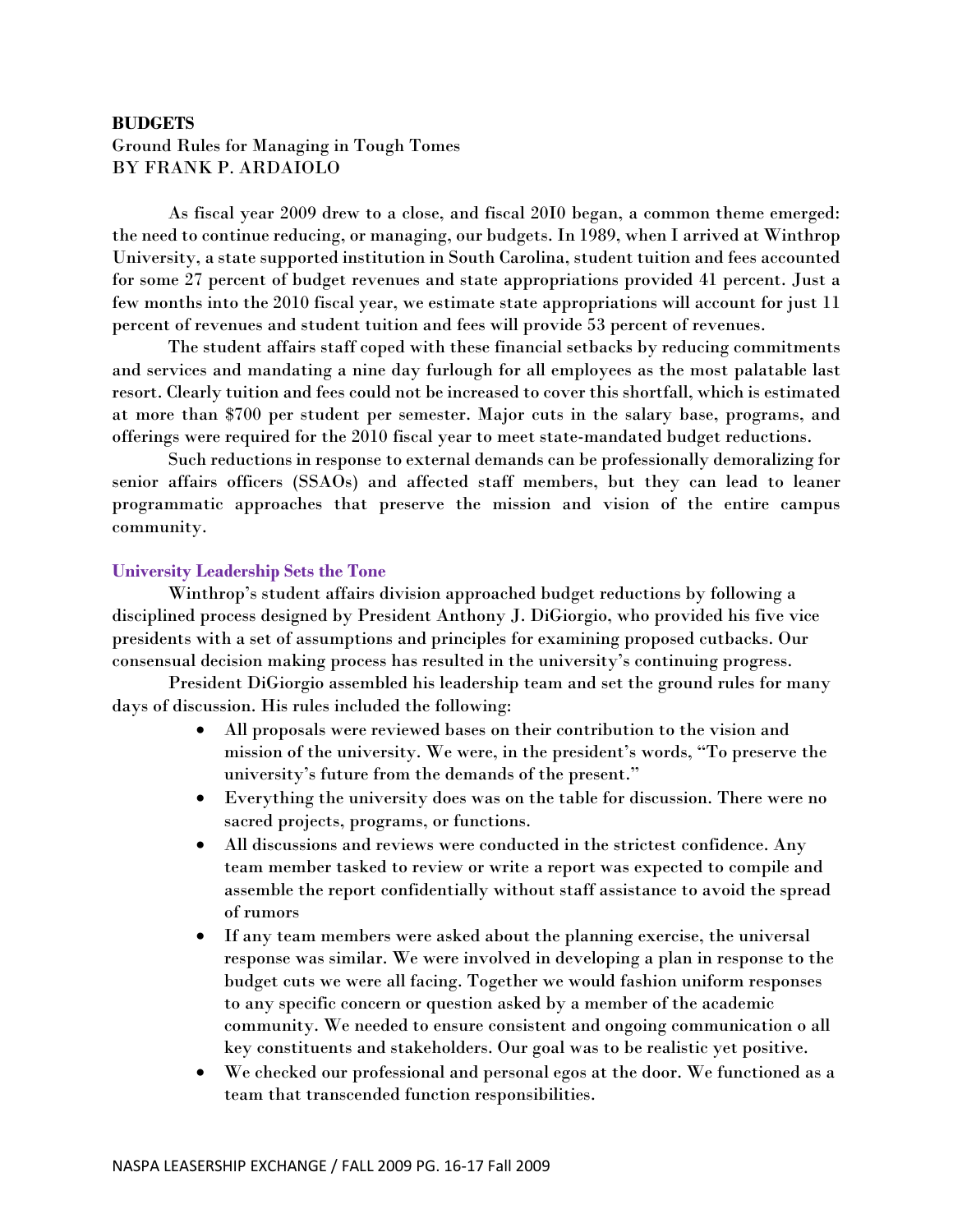**BUDGETS**

Ground Rules for Managing in Tough Tomes

BY FRANK P. ARDAIOLO

As fiscal year 2009 drew to a close, and fiscal 2010 began, a common theme emerged: the need to continue reducing, or managing, our budgets. In 1989, when I arrived at Winthrop University, a state supported institution in South Carolina, student tuition and fees accounted for some 27 percent of budget revenues and state appropriations provided 41 percent. Just a few months into the 2010 fiscal year, we estimate state appropriations will account for just 11 percent of revenues and student tuition and fees will provide 53 percent of revenues.

The student affairs staff coped with these financial setbacks by reducing commitments and services and mandating a nine day furlough for all employees as the most palatable last resort. Clearly tuition and fees could not be increased to cover this shortfall, which is estimated at more than $700 per student per semester. Major cuts in the salary base, programs, and offerings were required for the 2010 fiscal year to meet state-mandated budget reductions.

Such reductions in response to external demands can be professionally demoralizing for senior affairs officers (SSAOs) and affected staff members, but they can lead to leaner programmatic approaches that preserve the mission and vision of the entire campus community.

### University Leadership Sets the Tone

Winthrop's student affairs division approached budget reductions by following a disciplined process designed by President Anthony J. DiGiorgio, who provided his five vice presidents with a set of assumptions and principles for examining proposed cutbacks. Our consensual decision making process has resulted in the university's continuing progress.

President DiGiorgio assembled his leadership team and set the ground rules for many days of discussion. His rules included the following:

- All proposals were reviewed bases on their contribution to the vision and mission of the university. We were, in the president's words, "To preserve the university's future from the demands of the present."
- Everything the university does was on the table for discussion. There were no sacred projects, programs, or functions.
- All discussions and reviews were conducted in the strictest confidence. Any team member tasked to review or write a report was expected to compile and assemble the report confidentially without staff assistance to avoid the spread of rumors
- If any team members were asked about the planning exercise, the universal response was similar. We were involved in developing a plan in response to the budget cuts we were all facing. Together we would fashion uniform responses to any specific concern or question asked by a member of the academic community. We needed to ensure consistent and ongoing communication o all key constituents and stakeholders. Our goal was to be realistic yet positive.
- We checked our professional and personal egos at the door. We functioned as a team that transcended function responsibilities.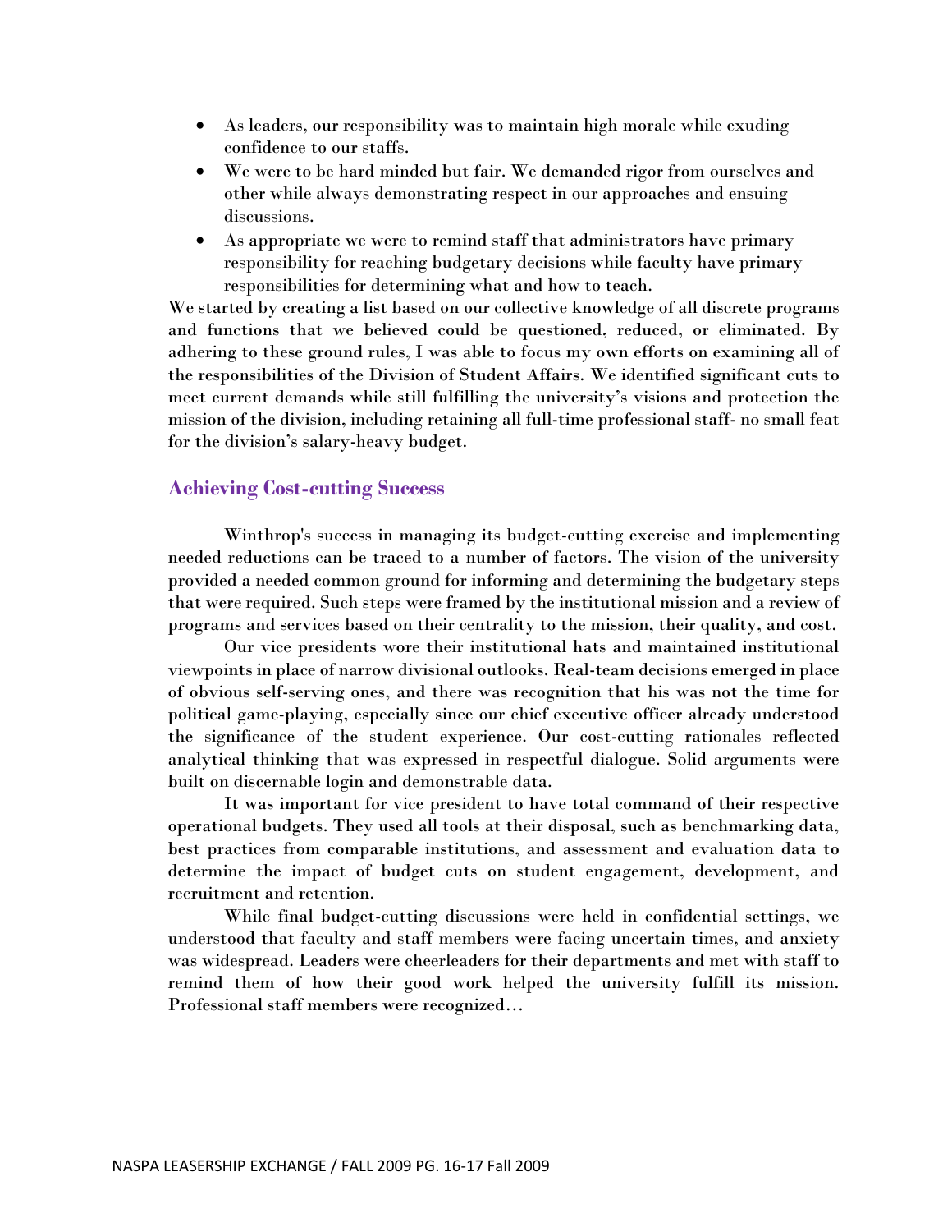- As leaders, our responsibility was to maintain high morale while exuding confidence to our staffs.
- We were to be hard minded but fair. We demanded rigor from ourselves and other while always demonstrating respect in our approaches and ensuing discussions.
- As appropriate we were to remind staff that administrators have primary responsibility for reaching budgetary decisions while faculty have primary responsibilities for determining what and how to teach.

We started by creating a list based on our collective knowledge of all discrete programs and functions that we believed could be questioned, reduced, or eliminated. By adhering to these ground rules, I was able to focus my own efforts on examining all of the responsibilities of the Division of Student Affairs. We identified significant cuts to meet current demands while still fulfilling the university's visions and protection the mission of the division, including retaining all full-time professional staff- no small feat for the division's salary-heavy budget.

## Achieving Cost-cutting Success

Winthrop's success in managing its budget-cutting exercise and implementing needed reductions can be traced to a number of factors. The vision of the university provided a needed common ground for informing and determining the budgetary steps that were required. Such steps were framed by the institutional mission and a review of programs and services based on their centrality to the mission, their quality, and cost.

Our vice presidents wore their institutional hats and maintained institutional viewpoints in place of narrow divisional outlooks. Real-team decisions emerged in place of obvious self-serving ones, and there was recognition that his was not the time for political game-playing, especially since our chief executive officer already understood the significance of the student experience. Our cost-cutting rationales reflected analytical thinking that was expressed in respectful dialogue. Solid arguments were built on discernable login and demonstrable data.

It was important for vice president to have total command of their respective operational budgets. They used all tools at their disposal, such as benchmarking data, best practices from comparable institutions, and assessment and evaluation data to determine the impact of budget cuts on student engagement, development, and recruitment and retention.

While final budget-cutting discussions were held in confidential settings, we understood that faculty and staff members were facing uncertain times, and anxiety was widespread. Leaders were cheerleaders for their departments and met with staff to remind them of how their good work helped the university fulfill its mission. Professional staff members were recognized…